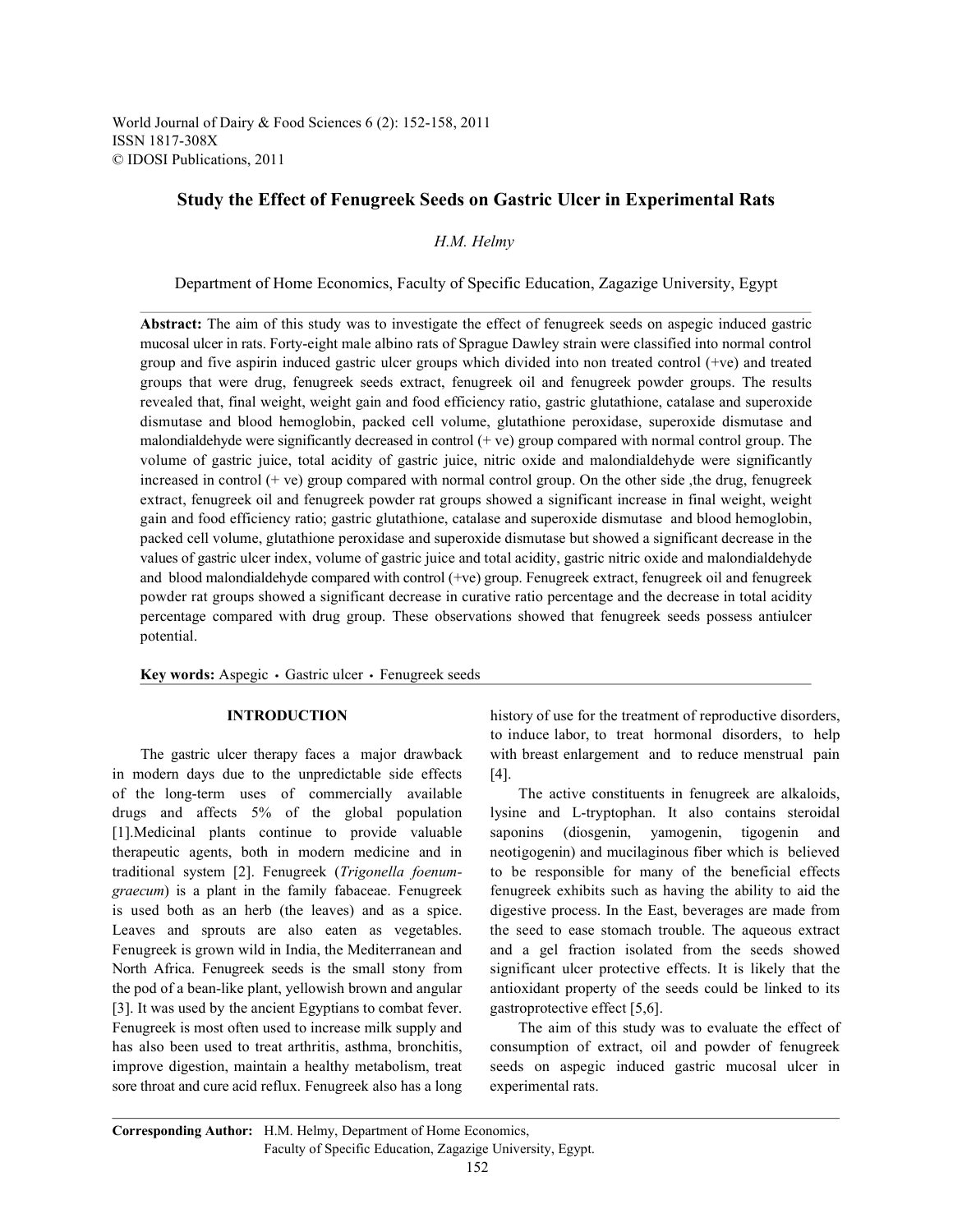World Journal of Dairy & Food Sciences 6 (2): 152-158, 2011
ISSN 1817-308X
© IDOSI Publications, 2011

# Study the Effect of Fenugreek Seeds on Gastric Ulcer in Experimental Rats

*H.M. Helmy*

Department of Home Economics, Faculty of Specific Education, Zagazige University, Egypt

**Abstract:** The aim of this study was to investigate the effect of fenugreek seeds on aspegic induced gastric mucosal ulcer in rats. Forty-eight male albino rats of Sprague Dawley strain were classified into normal control group and five aspirin induced gastric ulcer groups which divided into non treated control (+ve) and treated groups that were drug, fenugreek seeds extract, fenugreek oil and fenugreek powder groups. The results revealed that, final weight, weight gain and food efficiency ratio, gastric glutathione, catalase and superoxide dismutase and blood hemoglobin, packed cell volume, glutathione peroxidase, superoxide dismutase and malondialdehyde were significantly decreased in control (+ ve) group compared with normal control group. The volume of gastric juice, total acidity of gastric juice, nitric oxide and malondialdehyde were significantly increased in control (+ ve) group compared with normal control group. On the other side ,the drug, fenugreek extract, fenugreek oil and fenugreek powder rat groups showed a significant increase in final weight, weight gain and food efficiency ratio; gastric glutathione, catalase and superoxide dismutase and blood hemoglobin, packed cell volume, glutathione peroxidase and superoxide dismutase but showed a significant decrease in the values of gastric ulcer index, volume of gastric juice and total acidity, gastric nitric oxide and malondialdehyde and blood malondialdehyde compared with control (+ve) group. Fenugreek extract, fenugreek oil and fenugreek powder rat groups showed a significant decrease in curative ratio percentage and the decrease in total acidity percentage compared with drug group. These observations showed that fenugreek seeds possess antiulcer potential.

**Key words:** Aspegic • Gastric ulcer • Fenugreek seeds

## INTRODUCTION

The gastric ulcer therapy faces a major drawback in modern days due to the unpredictable side effects of the long-term uses of commercially available drugs and affects 5% of the global population [1].Medicinal plants continue to provide valuable therapeutic agents, both in modern medicine and in traditional system [2]. Fenugreek (*Trigonella foenum-graecum*) is a plant in the family fabaceae. Fenugreek is used both as an herb (the leaves) and as a spice. Leaves and sprouts are also eaten as vegetables. Fenugreek is grown wild in India, the Mediterranean and North Africa. Fenugreek seeds is the small stony from the pod of a bean-like plant, yellowish brown and angular [3]. It was used by the ancient Egyptians to combat fever. Fenugreek is most often used to increase milk supply and has also been used to treat arthritis, asthma, bronchitis, improve digestion, maintain a healthy metabolism, treat sore throat and cure acid reflux. Fenugreek also has a long history of use for the treatment of reproductive disorders, to induce labor, to treat hormonal disorders, to help with breast enlargement and to reduce menstrual pain [4].

The active constituents in fenugreek are alkaloids, lysine and L-tryptophan. It also contains steroidal saponins (diosgenin, yamogenin, tigogenin and neotigogenin) and mucilaginous fiber which is believed to be responsible for many of the beneficial effects fenugreek exhibits such as having the ability to aid the digestive process. In the East, beverages are made from the seed to ease stomach trouble. The aqueous extract and a gel fraction isolated from the seeds showed significant ulcer protective effects. It is likely that the antioxidant property of the seeds could be linked to its gastroprotective effect [5,6].

The aim of this study was to evaluate the effect of consumption of extract, oil and powder of fenugreek seeds on aspegic induced gastric mucosal ulcer in experimental rats.

**Corresponding Author:** H.M. Helmy, Department of Home Economics, Faculty of Specific Education, Zagazige University, Egypt.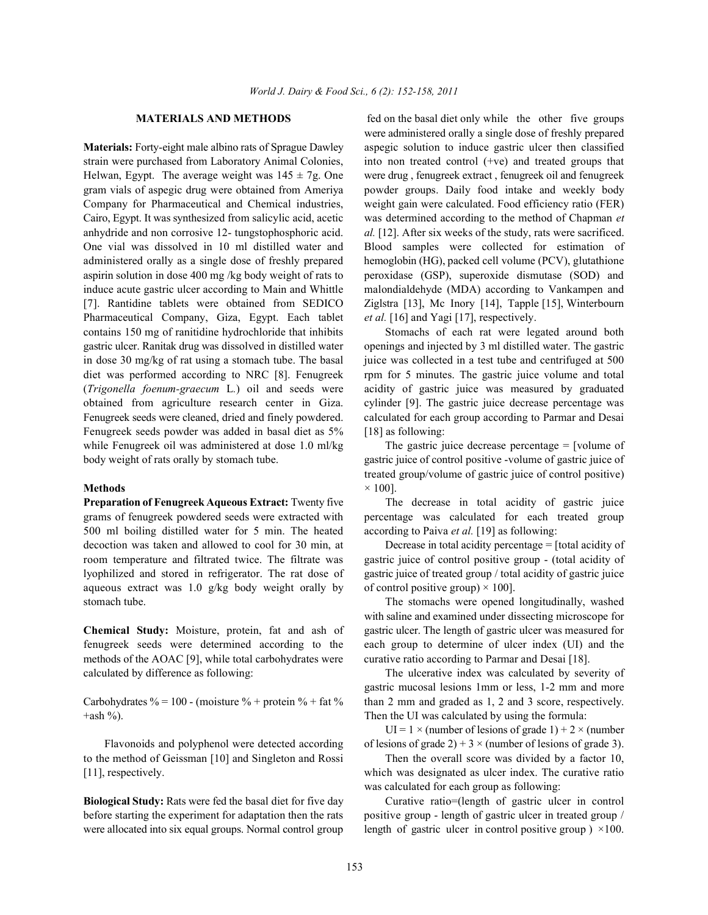## MATERIALS AND METHODS

**Materials:** Forty-eight male albino rats of Sprague Dawley strain were purchased from Laboratory Animal Colonies, Helwan, Egypt. The average weight was 145 ± 7g. One gram vials of aspegic drug were obtained from Ameriya Company for Pharmaceutical and Chemical industries, Cairo, Egypt. It was synthesized from salicylic acid, acetic anhydride and non corrosive 12- tungstophosphoric acid. One vial was dissolved in 10 ml distilled water and administered orally as a single dose of freshly prepared aspirin solution in dose 400 mg /kg body weight of rats to induce acute gastric ulcer according to Main and Whittle [7]. Rantidine tablets were obtained from SEDICO Pharmaceutical Company, Giza, Egypt. Each tablet contains 150 mg of ranitidine hydrochloride that inhibits gastric ulcer. Ranitak drug was dissolved in distilled water in dose 30 mg/kg of rat using a stomach tube. The basal diet was performed according to NRC [8]. Fenugreek (*Trigonella foenum-graecum* L.) oil and seeds were obtained from agriculture research center in Giza. Fenugreek seeds were cleaned, dried and finely powdered. Fenugreek seeds powder was added in basal diet as 5% while Fenugreek oil was administered at dose 1.0 ml/kg body weight of rats orally by stomach tube.

### Methods

**Preparation of Fenugreek Aqueous Extract:** Twenty five grams of fenugreek powdered seeds were extracted with 500 ml boiling distilled water for 5 min. The heated decoction was taken and allowed to cool for 30 min, at room temperature and filtrated twice. The filtrate was lyophilized and stored in refrigerator. The rat dose of aqueous extract was 1.0 g/kg body weight orally by stomach tube.

**Chemical Study:** Moisture, protein, fat and ash of fenugreek seeds were determined according to the methods of the AOAC [9], while total carbohydrates were calculated by difference as following:

Carbohydrates % = 100 - (moisture % + protein % + fat % +ash %).

Flavonoids and polyphenol were detected according to the method of Geissman [10] and Singleton and Rossi [11], respectively.

**Biological Study:** Rats were fed the basal diet for five day before starting the experiment for adaptation then the rats were allocated into six equal groups. Normal control group fed on the basal diet only while the other five groups were administered orally a single dose of freshly prepared aspegic solution to induce gastric ulcer then classified into non treated control (+ve) and treated groups that were drug , fenugreek extract , fenugreek oil and fenugreek powder groups. Daily food intake and weekly body weight gain were calculated. Food efficiency ratio (FER) was determined according to the method of Chapman *et al.* [12]. After six weeks of the study, rats were sacrificed. Blood samples were collected for estimation of hemoglobin (HG), packed cell volume (PCV), glutathione peroxidase (GSP), superoxide dismutase (SOD) and malondialdehyde (MDA) according to Vankampen and Ziglstra [13], Mc Inory [14], Tapple [15], Winterbourn *et al.* [16] and Yagi [17], respectively.

Stomachs of each rat were legated around both openings and injected by 3 ml distilled water. The gastric juice was collected in a test tube and centrifuged at 500 rpm for 5 minutes. The gastric juice volume and total acidity of gastric juice was measured by graduated cylinder [9]. The gastric juice decrease percentage was calculated for each group according to Parmar and Desai [18] as following:

The gastric juice decrease percentage = [volume of gastric juice of control positive -volume of gastric juice of treated group/volume of gastric juice of control positive) × 100].

The decrease in total acidity of gastric juice percentage was calculated for each treated group according to Paiva *et al.* [19] as following:

Decrease in total acidity percentage = [total acidity of gastric juice of control positive group - (total acidity of gastric juice of treated group / total acidity of gastric juice of control positive group) × 100].

The stomachs were opened longitudinally, washed with saline and examined under dissecting microscope for gastric ulcer. The length of gastric ulcer was measured for each group to determine of ulcer index (UI) and the curative ratio according to Parmar and Desai [18].

The ulcerative index was calculated by severity of gastric mucosal lesions 1mm or less, 1-2 mm and more than 2 mm and graded as 1, 2 and 3 score, respectively. Then the UI was calculated by using the formula:

UI = 1 × (number of lesions of grade 1) + 2 × (number of lesions of grade 2) + 3 × (number of lesions of grade 3).

Then the overall score was divided by a factor 10, which was designated as ulcer index. Then the curative ratio was calculated for each group as following:

Curative ratio=(length of gastric ulcer in control positive group - length of gastric ulcer in treated group / length of gastric ulcer in control positive group ) ×100.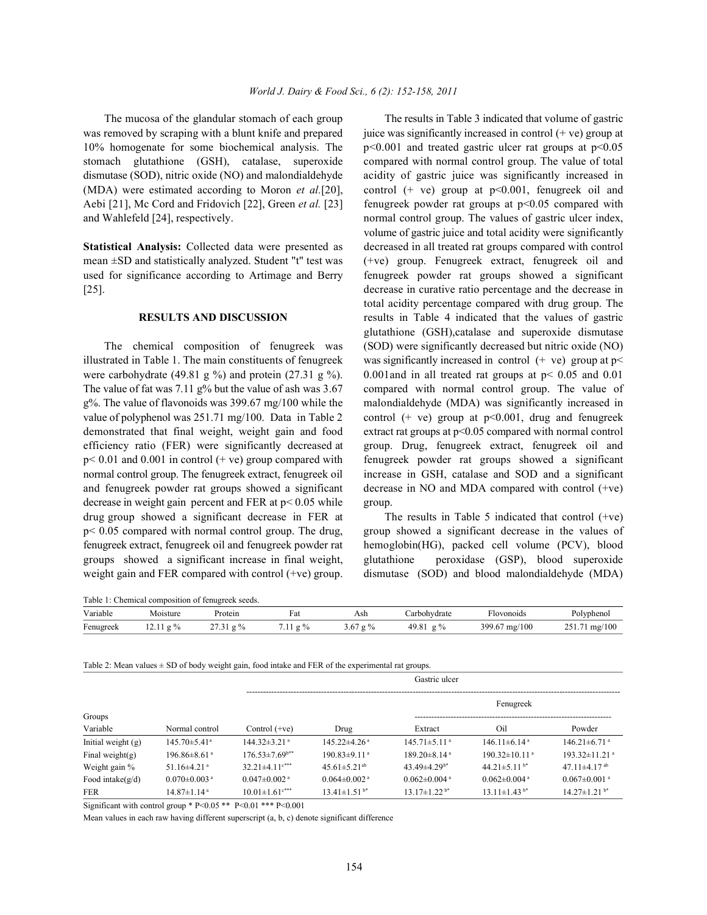The mucosa of the glandular stomach of each group was removed by scraping with a blunt knife and prepared 10% homogenate for some biochemical analysis. The stomach glutathione (GSH), catalase, superoxide dismutase (SOD), nitric oxide (NO) and malondialdehyde (MDA) were estimated according to Moron *et al.*[20], Aebi [21], Mc Cord and Fridovich [22], Green *et al.* [23] and Wahlefeld [24], respectively.

**Statistical Analysis:** Collected data were presented as mean ±SD and statistically analyzed. Student "t" test was used for significance according to Artimage and Berry [25].

## RESULTS AND DISCUSSION

The chemical composition of fenugreek was illustrated in Table 1. The main constituents of fenugreek were carbohydrate (49.81 g %) and protein (27.31 g %). The value of fat was 7.11 g% but the value of ash was 3.67 g%. The value of flavonoids was 399.67 mg/100 while the value of polyphenol was 251.71 mg/100. Data in Table 2 demonstrated that final weight, weight gain and food efficiency ratio (FER) were significantly decreased at $p< 0.01$ and 0.001 in control (+ ve) group compared with normal control group. The fenugreek extract, fenugreek oil and fenugreek powder rat groups showed a significant decrease in weight gain percent and FER at $p< 0.05$ while drug group showed a significant decrease in FER at $p< 0.05$ compared with normal control group. The drug, fenugreek extract, fenugreek oil and fenugreek powder rat groups showed a significant increase in final weight, weight gain and FER compared with control (+ve) group.

The results in Table 3 indicated that volume of gastric juice was significantly increased in control (+ ve) group at $p<0.001$ and treated gastric ulcer rat groups at $p<0.05$ compared with normal control group. The value of total acidity of gastric juice was significantly increased in control (+ ve) group at $p<0.001$, fenugreek oil and fenugreek powder rat groups at $p<0.05$ compared with normal control group. The values of gastric ulcer index, volume of gastric juice and total acidity were significantly decreased in all treated rat groups compared with control (+ve) group. Fenugreek extract, fenugreek oil and fenugreek powder rat groups showed a significant decrease in curative ratio percentage and the decrease in total acidity percentage compared with drug group. The results in Table 4 indicated that the values of gastric glutathione (GSH),catalase and superoxide dismutase (SOD) were significantly decreased but nitric oxide (NO) was significantly increased in control (+ ve) group at $p< 0.001$and in all treated rat groups at $p< 0.05$ and 0.01 compared with normal control group. The value of malondialdehyde (MDA) was significantly increased in control (+ ve) group at $p<0.001$, drug and fenugreek extract rat groups at $p<0.05$ compared with normal control group. Drug, fenugreek extract, fenugreek oil and fenugreek powder rat groups showed a significant increase in GSH, catalase and SOD and a significant decrease in NO and MDA compared with control (+ve) group.

The results in Table 5 indicated that control (+ve) group showed a significant decrease in the values of hemoglobin(HG), packed cell volume (PCV), blood glutathione peroxidase (GSP), blood superoxide dismutase (SOD) and blood malondialdehyde (MDA)

Table 1: Chemical composition of fenugreek seeds.

| Variable | Moisture | Protein | Fat | Ash | Carbohydrate | Flovonoids | Polyphenol |
|---|---|---|---|---|---|---|---|
| Fenugreek | 12.11 g % | 27.31 g % | 7.11 g % | 3.67 g % | 49.81 g % | 399.67 mg/100 | 251.71 mg/100 |

Table 2: Mean values ± SD of body weight gain, food intake and FER of the experimental rat groups.

| Groups | | Gastric ulcer | | | | |
|---|---|---|---|---|---|---|
| | | | | Fenugreek | | |
| Variable | Normal control | Control (+ve) | Drug | Extract | Oil | Powder |
| Initial weight (g) | 145.70±5.41$^{a}$ | 144.32±3.21$^{a}$ | 145.22±4.26$^{a}$ | 145.71±5.11$^{a}$ | 146.11±6.14$^{a}$ | 146.21±6.71$^{a}$ |
| Final weight(g) | 196.86±8.61$^{a}$ | 176.53±7.69$^{b**}$ | 190.83±9.11$^{a}$ | 189.20±8.14$^{a}$ | 190.32±10.11$^{a}$ | 193.32±11.21$^{a}$ |
| Weight gain % | 51.16±4.21$^{a}$ | 32.21±4.11$^{c***}$ | 45.61±5.21$^{ab}$ | 43.49±4.29$^{b*}$ | 44.21±5.11$^{b*}$ | 47.11±4.17$^{ab}$ |
| Food intake(g/d) | 0.070±0.003$^{a}$ | 0.047±0.002$^{a}$ | 0.064±0.002$^{a}$ | 0.062±0.004$^{a}$ | 0.062±0.004$^{a}$ | 0.067±0.001$^{a}$ |
| FER | 14.87±1.14$^{a}$ | 10.01±1.61$^{c***}$ | 13.41±1.51$^{b*}$ | 13.17±1.22$^{b*}$ | 13.11±1.43$^{b*}$ | 14.27±1.21$^{b*}$ |

Significant with control group * $P<0.05$ ** $P<0.01$ *** $P<0.001$

Mean values in each raw having different superscript (a, b, c) denote significant difference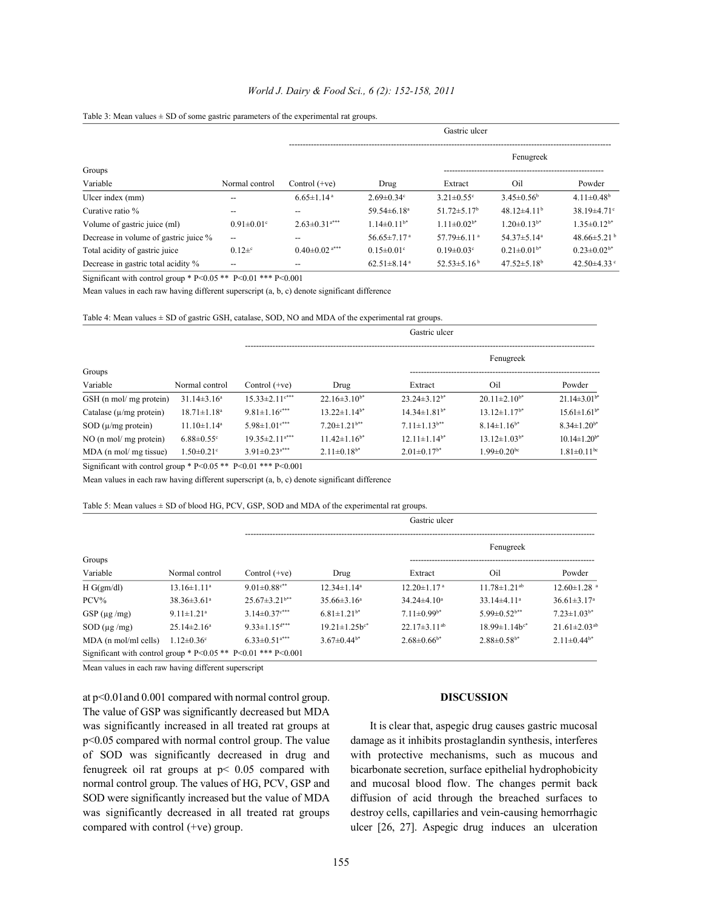Table 3: Mean values ± SD of some gastric parameters of the experimental rat groups.

| Groups | | Gastric ulcer | | | | |
|---|---|---|---|---|---|---|
| | | | | Fenugreek | | |
| Variable | Normal control | Control (+ve) | Drug | Extract | Oil | Powder |
| Ulcer index (mm) | -- | 6.65±1.14 [a] | 2.69±0.34[c] | 3.21±0.55[c] | 3.45±0.56[b] | 4.11±0.48[b] |
| Curative ratio % | -- | -- | 59.54±6.18[a] | 51.72±5.17[b] | 48.12±4.11[b] | 38.19±4.71[c] |
| Volume of gastric juice (ml) | 0.91±0.01[c] | 2.63±0.31[a***] | 1.14±0.11[b*] | 1.11±0.02[b*] | 1.20±0.13[b*] | 1.35±0.12[b*] |
| Decrease in volume of gastric juice % | -- | -- | 56.65±7.17 [a] | 57.79±6.11 [a] | 54.37±5.14[a] | 48.66±5.21 [b] |
| Total acidity of gastric juice | 0.12±[c] | 0.40±0.02 [a***] | 0.15±0.01[c] | 0.19±0.03[c] | 0.21±0.01[b*] | 0.23±0.02[b*] |
| Decrease in gastric total acidity % | -- | -- | 62.51±8.14 [a] | 52.53±5.16 [b] | 47.52±5.18[b] | 42.50±4.33 [c] |

Significant with control group * $P<0.05$ ** $P<0.01$ *** $P<0.001$

Mean values in each raw having different superscript (a, b, c) denote significant difference

Table 4: Mean values ± SD of gastric GSH, catalase, SOD, NO and MDA of the experimental rat groups.

| Groups | | Gastric ulcer | | | | |
|---|---|---|---|---|---|---|
| | | | | Fenugreek | | |
| Variable | Normal control | Control (+ve) | Drug | Extract | Oil | Powder |
| GSH (n mol/ mg protein) | 31.14±3.16[a] | 15.33±2.11[c***] | 22.16±3.10[b*] | 23.24±3.12[b*] | 20.11±2.10[b*] | 21.14±3.01[b*] |
| Catalase (μ/mg protein) | 18.71±1.18[a] | 9.81±1.16[c***] | 13.22±1.14[b*] | 14.34±1.81[b*] | 13.12±1.17[b*] | 15.61±1.61[b*] |
| SOD (μ/mg protein) | 11.10±1.14[a] | 5.98±1.01[c***] | 7.20±1.21[b**] | 7.11±1.13[b**] | 8.14±1.16[b*] | 8.34±1.20[b*] |
| NO (n mol/ mg protein) | 6.88±0.55[c] | 19.35±2.11[a***] | 11.42±1.16[b*] | 12.11±1.14[b*] | 13.12±1.03[b*] | 10.14±1.20[b*] |
| MDA (n mol/ mg tissue) | 1.50±0.21[c] | 3.91±0.23[a***] | 2.11±0.18[b*] | 2.01±0.17[b*] | 1.99±0.20[bc] | 1.81±0.11[bc] |

Significant with control group * $P<0.05$ ** $P<0.01$ *** $P<0.001$

Mean values in each raw having different superscript (a, b, c) denote significant difference

Table 5: Mean values ± SD of blood HG, PCV, GSP, SOD and MDA of the experimental rat groups.

| Groups | | Gastric ulcer | | | | |
|---|---|---|---|---|---|---|
| | | | | Fenugreek | | |
| Variable | Normal control | Control (+ve) | Drug | Extract | Oil | Powder |
| H G(gm/dl) | 13.16±1.11[a] | 9.01±0.88[c**] | 12.34±1.14[a] | 12.20±1.17 [a] | 11.78±1.21[ab] | 12.60±1.28 [a] |
| PCV% | 38.36±3.61[a] | 25.67±3.21[b**] | 35.66±3.16[a] | 34.24±4.10[a] | 33.14±4.11[a] | 36.61±3.17[a] |
| GSP (μg /mg) | 9.11±1.21[a] | 3.14±0.37[c***] | 6.81±1.21[b*] | 7.11±0.99[b*] | 5.99±0.52[b**] | 7.23±1.03[b*] |
| SOD (μg /mg) | 25.14±2.16[a] | 9.33±1.15[d***] | 19.21±1.25b[c*] | 22.17±3.11[ab] | 18.99±1.14b[c*] | 21.61±2.03[ab] |
| MDA (n mol/ml cells) | 1.12±0.36[c] | 6.33±0.51[a***] | 3.67±0.44[b*] | 2.68±0.66[b*] | 2.88±0.58[b*] | 2.11±0.44[b*] |

Significant with control group * $P<0.05$ ** $P<0.01$ *** $P<0.001$

Mean values in each raw having different superscript

at $p<0.01$ and 0.001 compared with normal control group. The value of GSP was significantly decreased but MDA was significantly increased in all treated rat groups at $p<0.05$ compared with normal control group. The value of SOD was significantly decreased in drug and fenugreek oil rat groups at $p< 0.05$ compared with normal control group. The values of HG, PCV, GSP and SOD were significantly increased but the value of MDA was significantly decreased in all treated rat groups compared with control (+ve) group.

## DISCUSSION

It is clear that, aspegic drug causes gastric mucosal damage as it inhibits prostaglandin synthesis, interferes with protective mechanisms, such as mucous and bicarbonate secretion, surface epithelial hydrophobicity and mucosal blood flow. The changes permit back diffusion of acid through the breached surfaces to destroy cells, capillaries and vein-causing hemorrhagic ulcer [26, 27]. Aspegic drug induces an ulceration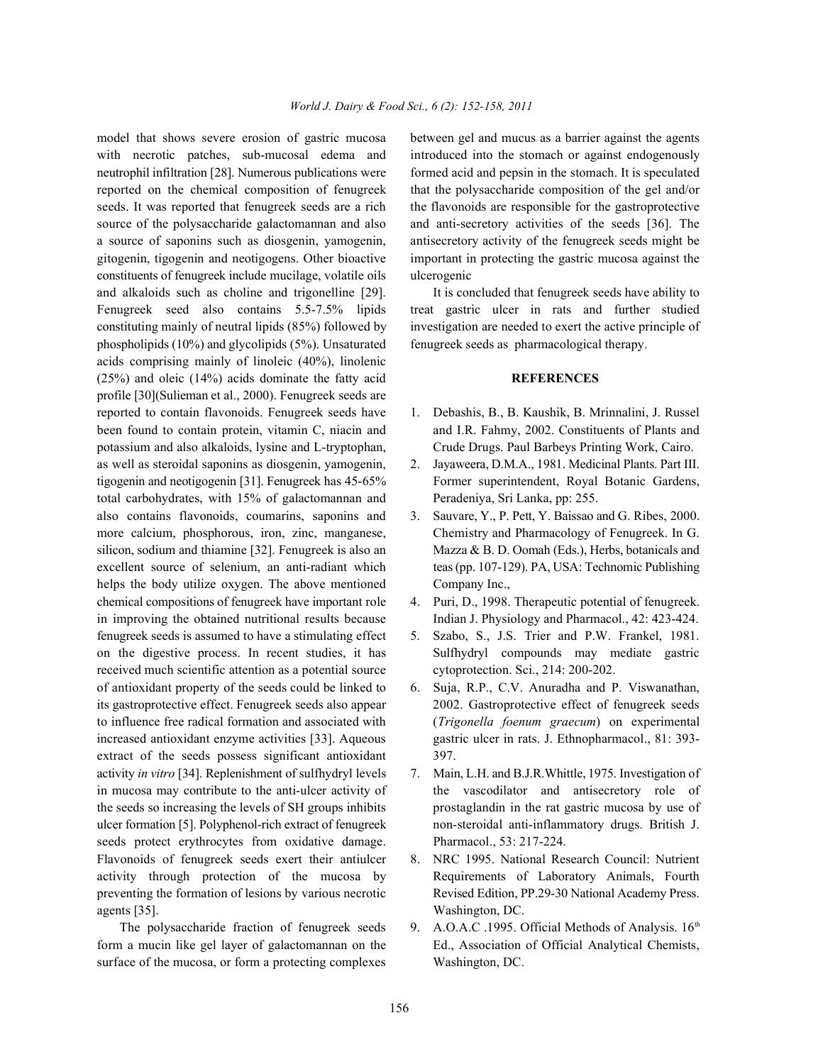model that shows severe erosion of gastric mucosa with necrotic patches, sub-mucosal edema and neutrophil infiltration [28]. Numerous publications were reported on the chemical composition of fenugreek seeds. It was reported that fenugreek seeds are a rich source of the polysaccharide galactomannan and also a source of saponins such as diosgenin, yamogenin, gitogenin, tigogenin and neotigogens. Other bioactive constituents of fenugreek include mucilage, volatile oils and alkaloids such as choline and trigonelline [29]. Fenugreek seed also contains 5.5-7.5% lipids constituting mainly of neutral lipids (85%) followed by phospholipids (10%) and glycolipids (5%). Unsaturated acids comprising mainly of linoleic (40%), linolenic (25%) and oleic (14%) acids dominate the fatty acid profile [30](Sulieman et al., 2000). Fenugreek seeds are reported to contain flavonoids. Fenugreek seeds have been found to contain protein, vitamin C, niacin and potassium and also alkaloids, lysine and L-tryptophan, as well as steroidal saponins as diosgenin, yamogenin, tigogenin and neotigogenin [31]. Fenugreek has 45-65% total carbohydrates, with 15% of galactomannan and also contains flavonoids, coumarins, saponins and more calcium, phosphorous, iron, zinc, manganese, silicon, sodium and thiamine [32]. Fenugreek is also an excellent source of selenium, an anti-radiant which helps the body utilize oxygen. The above mentioned chemical compositions of fenugreek have important role in improving the obtained nutritional results because fenugreek seeds is assumed to have a stimulating effect on the digestive process. In recent studies, it has received much scientific attention as a potential source of antioxidant property of the seeds could be linked to its gastroprotective effect. Fenugreek seeds also appear to influence free radical formation and associated with increased antioxidant enzyme activities [33]. Aqueous extract of the seeds possess significant antioxidant activity *in vitro* [34]. Replenishment of sulfhydryl levels in mucosa may contribute to the anti-ulcer activity of the seeds so increasing the levels of SH groups inhibits ulcer formation [5]. Polyphenol-rich extract of fenugreek seeds protect erythrocytes from oxidative damage. Flavonoids of fenugreek seeds exert their antiulcer activity through protection of the mucosa by preventing the formation of lesions by various necrotic agents [35].

The polysaccharide fraction of fenugreek seeds form a mucin like gel layer of galactomannan on the surface of the mucosa, or form a protecting complexes between gel and mucus as a barrier against the agents introduced into the stomach or against endogenously formed acid and pepsin in the stomach. It is speculated that the polysaccharide composition of the gel and/or the flavonoids are responsible for the gastroprotective and anti-secretory activities of the seeds [36]. The antisecretory activity of the fenugreek seeds might be important in protecting the gastric mucosa against the ulcerogenic

It is concluded that fenugreek seeds have ability to treat gastric ulcer in rats and further studied investigation are needed to exert the active principle of fenugreek seeds as pharmacological therapy.

## REFERENCES

1. Debashis, B., B. Kaushik, B. Mrinnalini, J. Russel and I.R. Fahmy, 2002. Constituents of Plants and Crude Drugs. Paul Barbeys Printing Work, Cairo.
2. Jayaweera, D.M.A., 1981. Medicinal Plants. Part III. Former superintendent, Royal Botanic Gardens, Peradeniya, Sri Lanka, pp: 255.
3. Sauvare, Y., P. Pett, Y. Baissao and G. Ribes, 2000. Chemistry and Pharmacology of Fenugreek. In G. Mazza & B. D. Oomah (Eds.), Herbs, botanicals and teas (pp. 107-129). PA, USA: Technomic Publishing Company Inc.,
4. Puri, D., 1998. Therapeutic potential of fenugreek. Indian J. Physiology and Pharmacol., 42: 423-424.
5. Szabo, S., J.S. Trier and P.W. Frankel, 1981. Sulfhydryl compounds may mediate gastric cytoprotection. Sci., 214: 200-202.
6. Suja, R.P., C.V. Anuradha and P. Viswanathan, 2002. Gastroprotective effect of fenugreek seeds (*Trigonella foenum graecum*) on experimental gastric ulcer in rats. J. Ethnopharmacol., 81: 393-397.
7. Main, L.H. and B.J.R.Whittle, 1975. Investigation of the vascodilator and antisecretory role of prostaglandin in the rat gastric mucosa by use of non-steroidal anti-inflammatory drugs. British J. Pharmacol., 53: 217-224.
8. NRC 1995. National Research Council: Nutrient Requirements of Laboratory Animals, Fourth Revised Edition, PP.29-30 National Academy Press. Washington, DC.
9. A.O.A.C .1995. Official Methods of Analysis. 16th Ed., Association of Official Analytical Chemists, Washington, DC.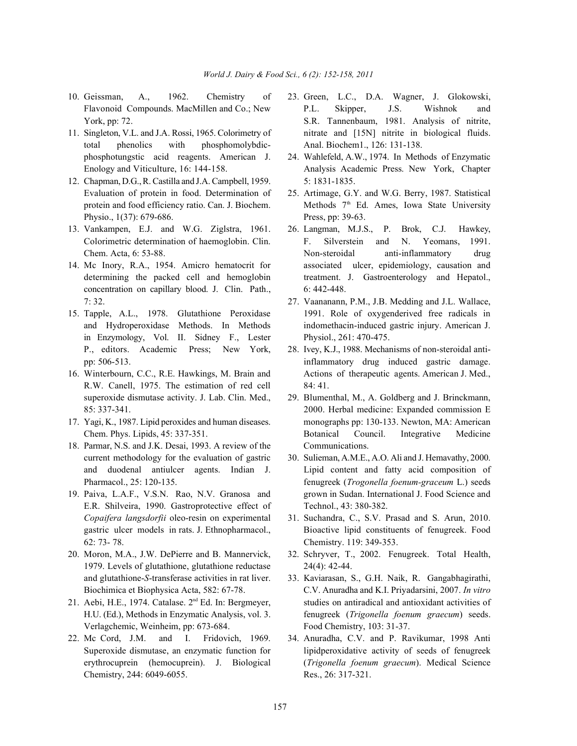10. Geissman, A., 1962. Chemistry of Flavonoid Compounds. MacMillen and Co.; New York, pp: 72.
11. Singleton, V.L. and J.A. Rossi, 1965. Colorimetry of total phenolics with phosphomolybdic-phosphotungstic acid reagents. American J. Enology and Viticulture, 16: 144-158.
12. Chapman, D.G., R. Castilla and J.A. Campbell, 1959. Evaluation of protein in food. Determination of protein and food efficiency ratio. Can. J. Biochem. Physio., 1(37): 679-686.
13. Vankampen, E.J. and W.G. Ziglstra, 1961. Colorimetric determination of haemoglobin. Clin. Chem. Acta, 6: 53-88.
14. Mc Inory, R.A., 1954. Amicro hematocrit for determining the packed cell and hemoglobin concentration on capillary blood. J. Clin. Path., 7: 32.
15. Tapple, A.L., 1978. Glutathione Peroxidase and Hydroperoxidase Methods. In Methods in Enzymology, Vol. II. Sidney F., Lester P., editors. Academic Press; New York, pp: 506-513.
16. Winterbourn, C.C., R.E. Hawkings, M. Brain and R.W. Canell, 1975. The estimation of red cell superoxide dismutase activity. J. Lab. Clin. Med., 85: 337-341.
17. Yagi, K., 1987. Lipid peroxides and human diseases. Chem. Phys. Lipids, 45: 337-351.
18. Parmar, N.S. and J.K. Desai, 1993. A review of the current methodology for the evaluation of gastric and duodenal antiulcer agents. Indian J. Pharmacol., 25: 120-135.
19. Paiva, L.A.F., V.S.N. Rao, N.V. Granosa and E.R. Shilveira, 1990. Gastroprotective effect of *Copaifera langsdorfii* oleo-resin on experimental gastric ulcer models in rats. J. Ethnopharmacol., 62: 73- 78.
20. Moron, M.A., J.W. DePierre and B. Mannervick, 1979. Levels of glutathione, glutathione reductase and glutathione-*S*-transferase activities in rat liver. Biochimica et Biophysica Acta, 582: 67-78.
21. Aebi, H.E., 1974. Catalase. 2nd Ed. In: Bergmeyer, H.U. (Ed.), Methods in Enzymatic Analysis, vol. 3. Verlagchemic, Weinheim, pp: 673-684.
22. Mc Cord, J.M. and I. Fridovich, 1969. Superoxide dismutase, an enzymatic function for erythrocuprein (hemocuprein). J. Biological Chemistry, 244: 6049-6055.
23. Green, L.C., D.A. Wagner, J. Glokowski, P.L. Skipper, J.S. Wishnok and S.R. Tannenbaum, 1981. Analysis of nitrite, nitrate and [15N] nitrite in biological fluids. Anal. Biochem1., 126: 131-138.
24. Wahlefeld, A.W., 1974. In Methods of Enzymatic Analysis Academic Press. New York, Chapter 5: 1831-1835.
25. Artimage, G.Y. and W.G. Berry, 1987. Statistical Methods 7th Ed. Ames, Iowa State University Press, pp: 39-63.
26. Langman, M.J.S., P. Brok, C.J. Hawkey, F. Silverstein and N. Yeomans, 1991. Non-steroidal anti-inflammatory drug associated ulcer, epidemiology, causation and treatment. J. Gastroenterology and Hepatol., 6: 442-448.
27. Vaananann, P.M., J.B. Medding and J.L. Wallace, 1991. Role of oxygenderived free radicals in indomethacin-induced gastric injury. American J. Physiol., 261: 470-475.
28. Ivey, K.J., 1988. Mechanisms of non-steroidal anti-inflammatory drug induced gastric damage. Actions of therapeutic agents. American J. Med., 84: 41.
29. Blumenthal, M., A. Goldberg and J. Brinckmann, 2000. Herbal medicine: Expanded commission E monographs pp: 130-133. Newton, MA: American Botanical Council. Integrative Medicine Communications.
30. Sulieman, A.M.E., A.O. Ali and J. Hemavathy, 2000. Lipid content and fatty acid composition of fenugreek (*Trogonella foenum-graceum* L.) seeds grown in Sudan. International J. Food Science and Technol., 43: 380-382.
31. Suchandra, C., S.V. Prasad and S. Arun, 2010. Bioactive lipid constituents of fenugreek. Food Chemistry. 119: 349-353.
32. Schryver, T., 2002. Fenugreek. Total Health, 24(4): 42-44.
33. Kaviarasan, S., G.H. Naik, R. Gangabhagirathi, C.V. Anuradha and K.I. Priyadarsini, 2007. *In vitro* studies on antiradical and antioxidant activities of fenugreek (*Trigonella foenum graecum*) seeds. Food Chemistry, 103: 31-37.
34. Anuradha, C.V. and P. Ravikumar, 1998 Anti lipidperoxidative activity of seeds of fenugreek (*Trigonella foenum graecum*). Medical Science Res., 26: 317-321.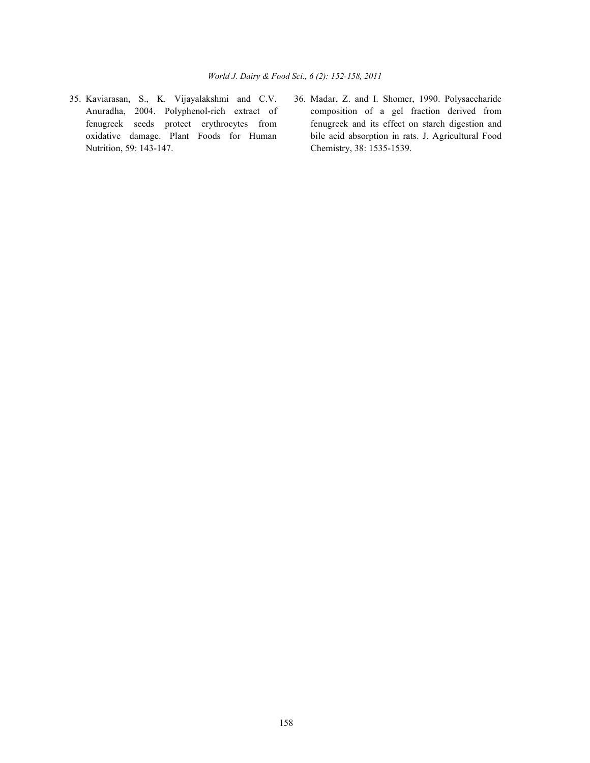35. Kaviarasan, S., K. Vijayalakshmi and C.V. Anuradha, 2004. Polyphenol-rich extract of fenugreek seeds protect erythrocytes from oxidative damage. Plant Foods for Human Nutrition, 59: 143-147.

36. Madar, Z. and I. Shomer, 1990. Polysaccharide composition of a gel fraction derived from fenugreek and its effect on starch digestion and bile acid absorption in rats. J. Agricultural Food Chemistry, 38: 1535-1539.